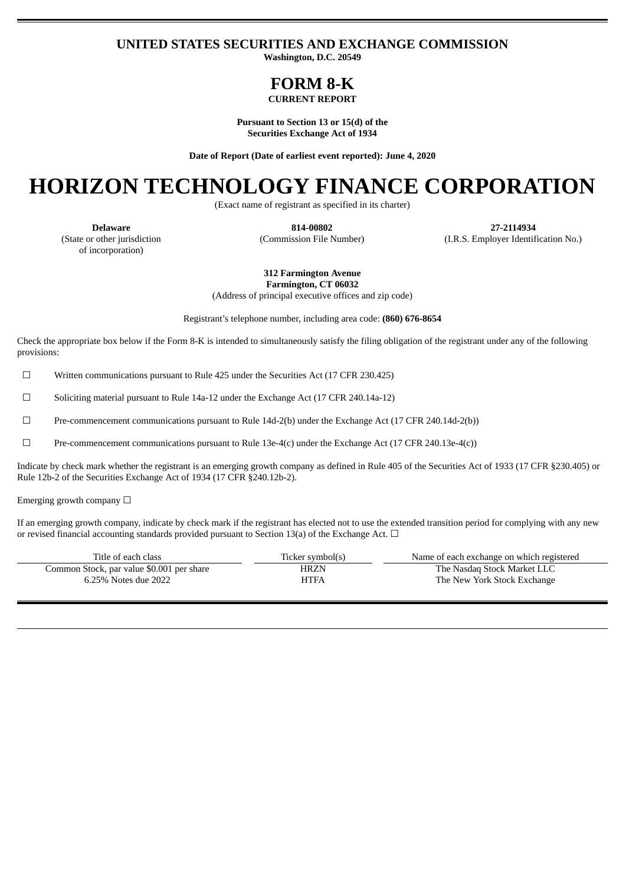# UNITED STATES SECURITIES AND EXCHANGE COMMISSION

**Washington, D.C. 20549**

# FORM 8-K

**CURRENT REPORT**

**Pursuant to Section 13 or 15(d) of the Securities Exchange Act of 1934**

**Date of Report (Date of earliest event reported): June 4, 2020**

# HORIZON TECHNOLOGY FINANCE CORPORATION

(Exact name of registrant as specified in its charter)

| **Delaware** | **814-00802** | **27-2114934** |
|---|---|---|
| (State or other jurisdiction of incorporation) | (Commission File Number) | (I.R.S. Employer Identification No.) |

**312 Farmington Avenue**
**Farmington, CT 06032**
(Address of principal executive offices and zip code)

Registrant's telephone number, including area code: **(860) 676-8654**

Check the appropriate box below if the Form 8-K is intended to simultaneously satisfy the filing obligation of the registrant under any of the following provisions:

☐ Written communications pursuant to Rule 425 under the Securities Act (17 CFR 230.425)

☐ Soliciting material pursuant to Rule 14a-12 under the Exchange Act (17 CFR 240.14a-12)

☐ Pre-commencement communications pursuant to Rule 14d-2(b) under the Exchange Act (17 CFR 240.14d-2(b))

☐ Pre-commencement communications pursuant to Rule 13e-4(c) under the Exchange Act (17 CFR 240.13e-4(c))

Indicate by check mark whether the registrant is an emerging growth company as defined in Rule 405 of the Securities Act of 1933 (17 CFR §230.405) or Rule 12b-2 of the Securities Exchange Act of 1934 (17 CFR §240.12b-2).

Emerging growth company ☐

If an emerging growth company, indicate by check mark if the registrant has elected not to use the extended transition period for complying with any new or revised financial accounting standards provided pursuant to Section 13(a) of the Exchange Act. ☐

| Title of each class | Ticker symbol(s) | Name of each exchange on which registered |
|---|---|---|
| Common Stock, par value $0.001 per share | HRZN | The Nasdaq Stock Market LLC |
| 6.25% Notes due 2022 | HTFA | The New York Stock Exchange |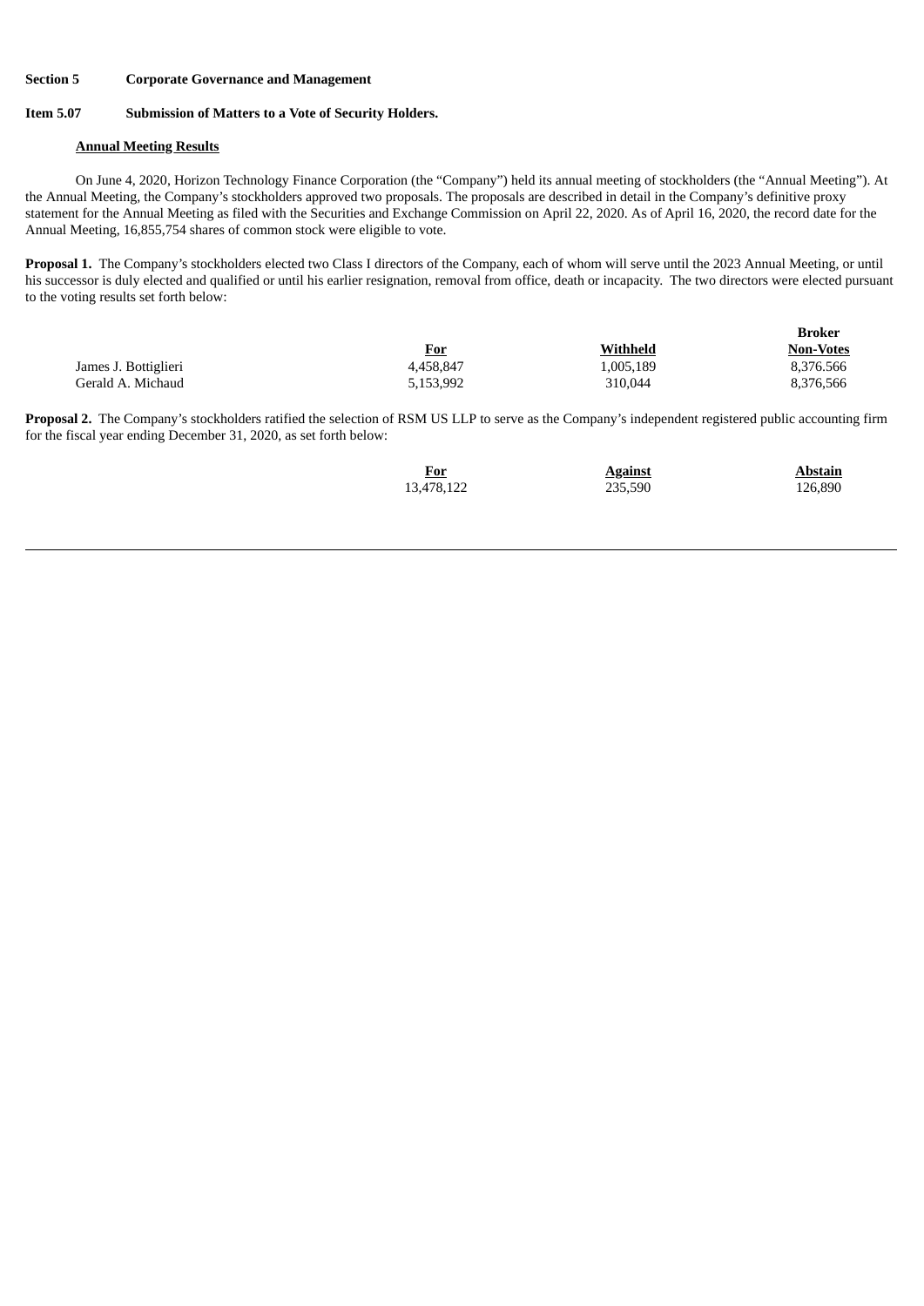**Section 5 Corporate Governance and Management**

**Item 5.07 Submission of Matters to a Vote of Security Holders.**

**Annual Meeting Results**

On June 4, 2020, Horizon Technology Finance Corporation (the "Company") held its annual meeting of stockholders (the "Annual Meeting"). At the Annual Meeting, the Company's stockholders approved two proposals. The proposals are described in detail in the Company's definitive proxy statement for the Annual Meeting as filed with the Securities and Exchange Commission on April 22, 2020. As of April 16, 2020, the record date for the Annual Meeting, 16,855,754 shares of common stock were eligible to vote.

**Proposal 1.** The Company's stockholders elected two Class I directors of the Company, each of whom will serve until the 2023 Annual Meeting, or until his successor is duly elected and qualified or until his earlier resignation, removal from office, death or incapacity. The two directors were elected pursuant to the voting results set forth below:

| | For | Withheld | Broker Non-Votes |
|---|---|---|---|
| James J. Bottiglieri | 4,458,847 | 1,005,189 | 8,376.566 |
| Gerald A. Michaud | 5,153,992 | 310,044 | 8,376,566 |

**Proposal 2.** The Company's stockholders ratified the selection of RSM US LLP to serve as the Company's independent registered public accounting firm for the fiscal year ending December 31, 2020, as set forth below:

| For | Against | Abstain |
|---|---|---|
| 13,478,122 | 235,590 | 126,890 |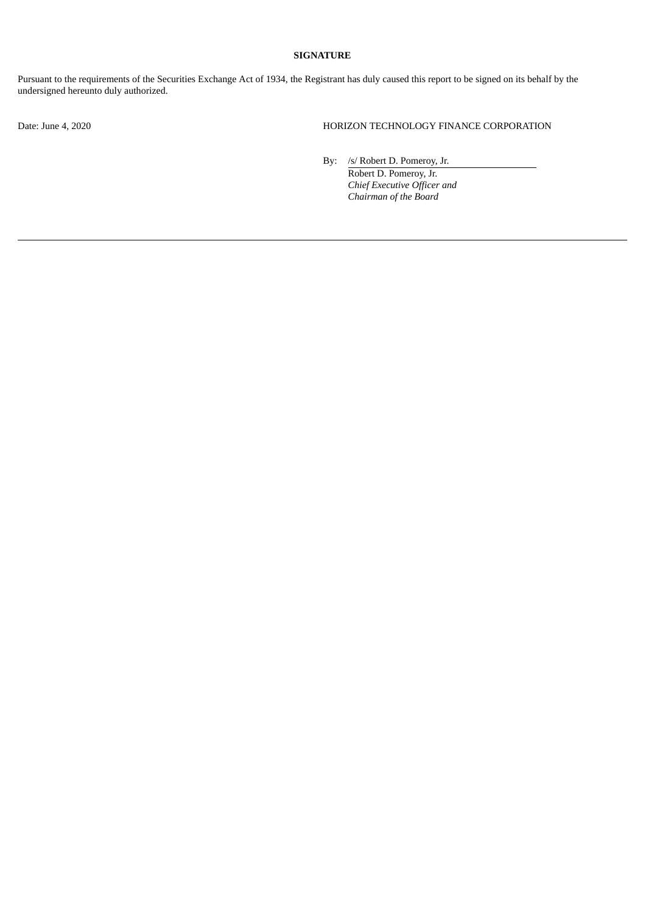**SIGNATURE**

Pursuant to the requirements of the Securities Exchange Act of 1934, the Registrant has duly caused this report to be signed on its behalf by the undersigned hereunto duly authorized.

Date: June 4, 2020

HORIZON TECHNOLOGY FINANCE CORPORATION

By: /s/ Robert D. Pomeroy, Jr.

Robert D. Pomeroy, Jr.
*Chief Executive Officer and*
*Chairman of the Board*